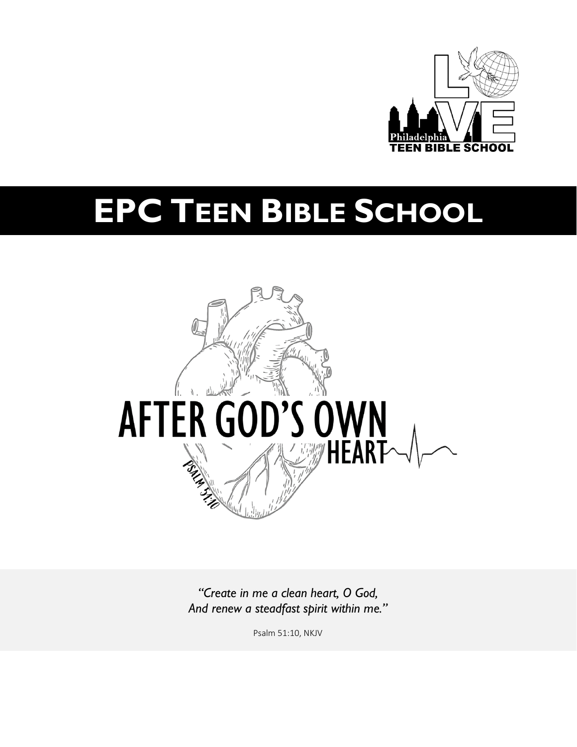# EPC Teen Bible School

AFTER GOD'S OWN HEART

PSALM 51:10

*"Create in me a clean heart, O God,*
*And renew a steadfast spirit within me."*

Psalm 51:10, NKJV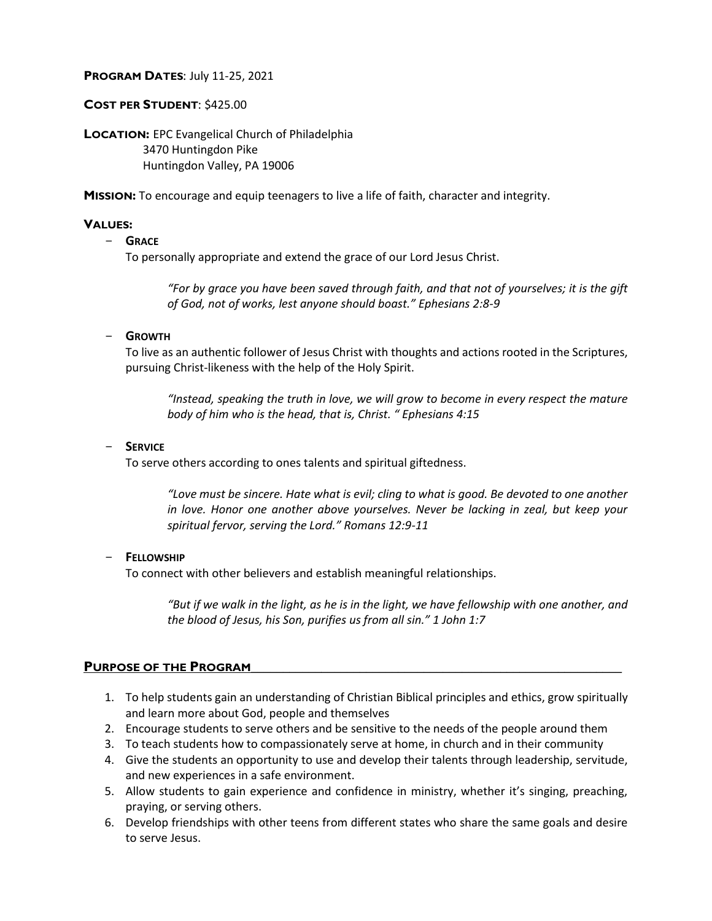**Program Dates**: July 11-25, 2021

**Cost per Student**: $425.00

**Location:** EPC Evangelical Church of Philadelphia
3470 Huntingdon Pike
Huntingdon Valley, PA 19006

**Mission:** To encourage and equip teenagers to live a life of faith, character and integrity.

**Values:**

- **Grace**
  To personally appropriate and extend the grace of our Lord Jesus Christ.

  > *"For by grace you have been saved through faith, and that not of yourselves; it is the gift of God, not of works, lest anyone should boast." Ephesians 2:8-9*

- **Growth**
  To live as an authentic follower of Jesus Christ with thoughts and actions rooted in the Scriptures, pursuing Christ-likeness with the help of the Holy Spirit.

  > *"Instead, speaking the truth in love, we will grow to become in every respect the mature body of him who is the head, that is, Christ. " Ephesians 4:15*

- **Service**
  To serve others according to ones talents and spiritual giftedness.

  > *"Love must be sincere. Hate what is evil; cling to what is good. Be devoted to one another in love. Honor one another above yourselves. Never be lacking in zeal, but keep your spiritual fervor, serving the Lord." Romans 12:9-11*

- **Fellowship**
  To connect with other believers and establish meaningful relationships.

  > *"But if we walk in the light, as he is in the light, we have fellowship with one another, and the blood of Jesus, his Son, purifies us from all sin." 1 John 1:7*

## Purpose of the Program

1. To help students gain an understanding of Christian Biblical principles and ethics, grow spiritually and learn more about God, people and themselves
2. Encourage students to serve others and be sensitive to the needs of the people around them
3. To teach students how to compassionately serve at home, in church and in their community
4. Give the students an opportunity to use and develop their talents through leadership, servitude, and new experiences in a safe environment.
5. Allow students to gain experience and confidence in ministry, whether it's singing, preaching, praying, or serving others.
6. Develop friendships with other teens from different states who share the same goals and desire to serve Jesus.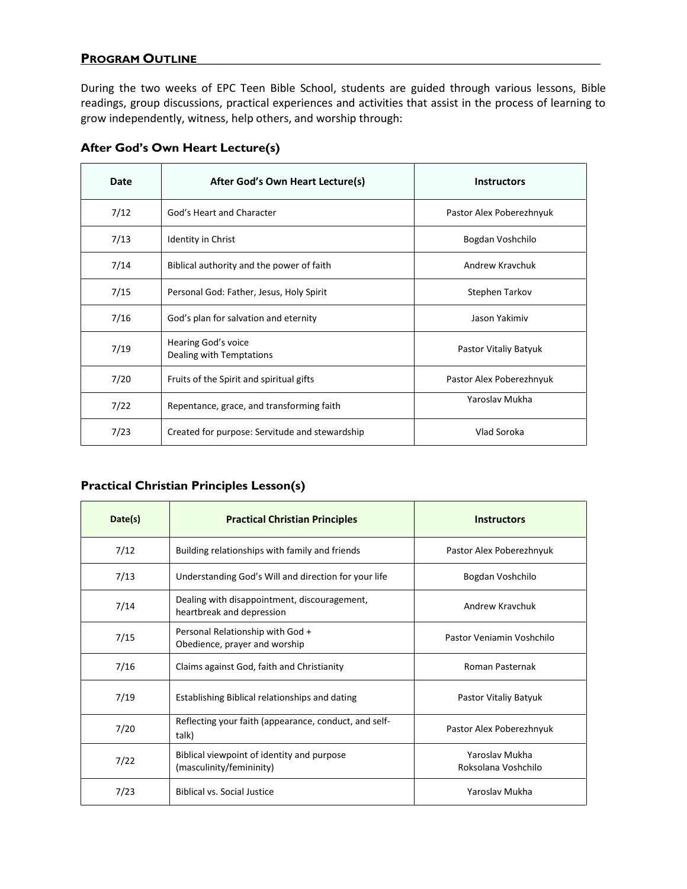## PROGRAM OUTLINE

During the two weeks of EPC Teen Bible School, students are guided through various lessons, Bible readings, group discussions, practical experiences and activities that assist in the process of learning to grow independently, witness, help others, and worship through:

### After God's Own Heart Lecture(s)

| Date | After God's Own Heart Lecture(s) | Instructors |
|---|---|---|
| 7/12 | God's Heart and Character | Pastor Alex Poberezhnyuk |
| 7/13 | Identity in Christ | Bogdan Voshchilo |
| 7/14 | Biblical authority and the power of faith | Andrew Kravchuk |
| 7/15 | Personal God: Father, Jesus, Holy Spirit | Stephen Tarkov |
| 7/16 | God's plan for salvation and eternity | Jason Yakimiv |
| 7/19 | Hearing God's voice<br>Dealing with Temptations | Pastor Vitaliy Batyuk |
| 7/20 | Fruits of the Spirit and spiritual gifts | Pastor Alex Poberezhnyuk |
| 7/22 | Repentance, grace, and transforming faith | Yaroslav Mukha |
| 7/23 | Created for purpose: Servitude and stewardship | Vlad Soroka |

### Practical Christian Principles Lesson(s)

| Date(s) | Practical Christian Principles | Instructors |
|---|---|---|
| 7/12 | Building relationships with family and friends | Pastor Alex Poberezhnyuk |
| 7/13 | Understanding God's Will and direction for your life | Bogdan Voshchilo |
| 7/14 | Dealing with disappointment, discouragement, heartbreak and depression | Andrew Kravchuk |
| 7/15 | Personal Relationship with God +<br>Obedience, prayer and worship | Pastor Veniamin Voshchilo |
| 7/16 | Claims against God, faith and Christianity | Roman Pasternak |
| 7/19 | Establishing Biblical relationships and dating | Pastor Vitaliy Batyuk |
| 7/20 | Reflecting your faith (appearance, conduct, and self-talk) | Pastor Alex Poberezhnyuk |
| 7/22 | Biblical viewpoint of identity and purpose (masculinity/femininity) | Yaroslav Mukha<br>Roksolana Voshchilo |
| 7/23 | Biblical vs. Social Justice | Yaroslav Mukha |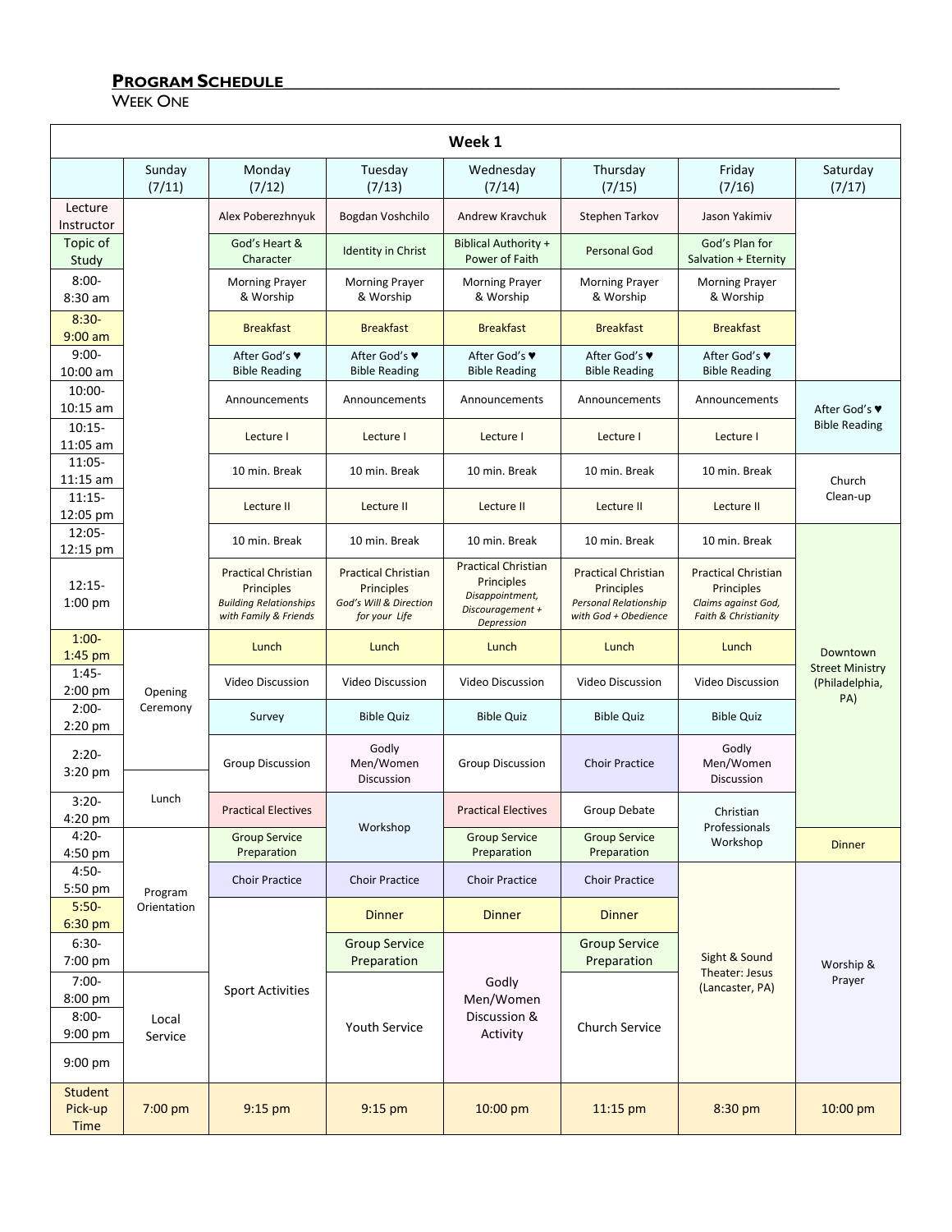## Program Schedule

Week One

| Week 1 | | | | | | | |
|---|---|---|---|---|---|---|---|
| | Sunday (7/11) | Monday (7/12) | Tuesday (7/13) | Wednesday (7/14) | Thursday (7/15) | Friday (7/16) | Saturday (7/17) |
| Lecture Instructor | | Alex Poberezhnyuk | Bogdan Voshchilo | Andrew Kravchuk | Stephen Tarkov | Jason Yakimiv | |
| Topic of Study | | God's Heart & Character | Identity in Christ | Biblical Authority + Power of Faith | Personal God | God's Plan for Salvation + Eternity | |
| 8:00-8:30 am | | Morning Prayer & Worship | Morning Prayer & Worship | Morning Prayer & Worship | Morning Prayer & Worship | Morning Prayer & Worship | |
| 8:30-9:00 am | | Breakfast | Breakfast | Breakfast | Breakfast | Breakfast | |
| 9:00-10:00 am | | After God's ♥ Bible Reading | After God's ♥ Bible Reading | After God's ♥ Bible Reading | After God's ♥ Bible Reading | After God's ♥ Bible Reading | |
| 10:00-10:15 am | | Announcements | Announcements | Announcements | Announcements | Announcements | After God's ♥ Bible Reading |
| 10:15-11:05 am | | Lecture I | Lecture I | Lecture I | Lecture I | Lecture I | |
| 11:05-11:15 am | | 10 min. Break | 10 min. Break | 10 min. Break | 10 min. Break | 10 min. Break | Church Clean-up |
| 11:15-12:05 pm | | Lecture II | Lecture II | Lecture II | Lecture II | Lecture II | |
| 12:05-12:15 pm | | 10 min. Break | 10 min. Break | 10 min. Break | 10 min. Break | 10 min. Break | Downtown Street Ministry (Philadelphia, PA) |
| 12:15-1:00 pm | | Practical Christian Principles *Building Relationships with Family & Friends* | Practical Christian Principles *God's Will & Direction for your Life* | Practical Christian Principles *Disappointment, Discouragement + Depression* | Practical Christian Principles *Personal Relationship with God + Obedience* | Practical Christian Principles *Claims against God, Faith & Christianity* | |
| 1:00-1:45 pm | Opening Ceremony | Lunch | Lunch | Lunch | Lunch | Lunch | |
| 1:45-2:00 pm | | Video Discussion | Video Discussion | Video Discussion | Video Discussion | Video Discussion | |
| 2:00-2:20 pm | | Survey | Bible Quiz | Bible Quiz | Bible Quiz | Bible Quiz | |
| 2:20-3:20 pm | | Group Discussion | Godly Men/Women Discussion | Group Discussion | Choir Practice | Godly Men/Women Discussion | |
| 3:20-4:20 pm | Lunch | Practical Electives | Workshop | Practical Electives | Group Debate | Christian Professionals Workshop | |
| 4:20-4:50 pm | Program Orientation | Group Service Preparation | | Group Service Preparation | Group Service Preparation | | Dinner |
| 4:50-5:50 pm | | Choir Practice | Choir Practice | Choir Practice | Choir Practice | Sight & Sound Theater: Jesus (Lancaster, PA) | Worship & Prayer |
| 5:50-6:30 pm | | Sport Activities | Dinner | Dinner | Dinner | | |
| 6:30-7:00 pm | | | Group Service Preparation | Godly Men/Women Discussion & Activity | Group Service Preparation | | |
| 7:00-8:00 pm | Local Service | | Youth Service | | Church Service | | |
| 8:00-9:00 pm | | | | | | | |
| 9:00 pm | | | | | | | |
| Student Pick-up Time | 7:00 pm | 9:15 pm | 9:15 pm | 10:00 pm | 11:15 pm | 8:30 pm | 10:00 pm |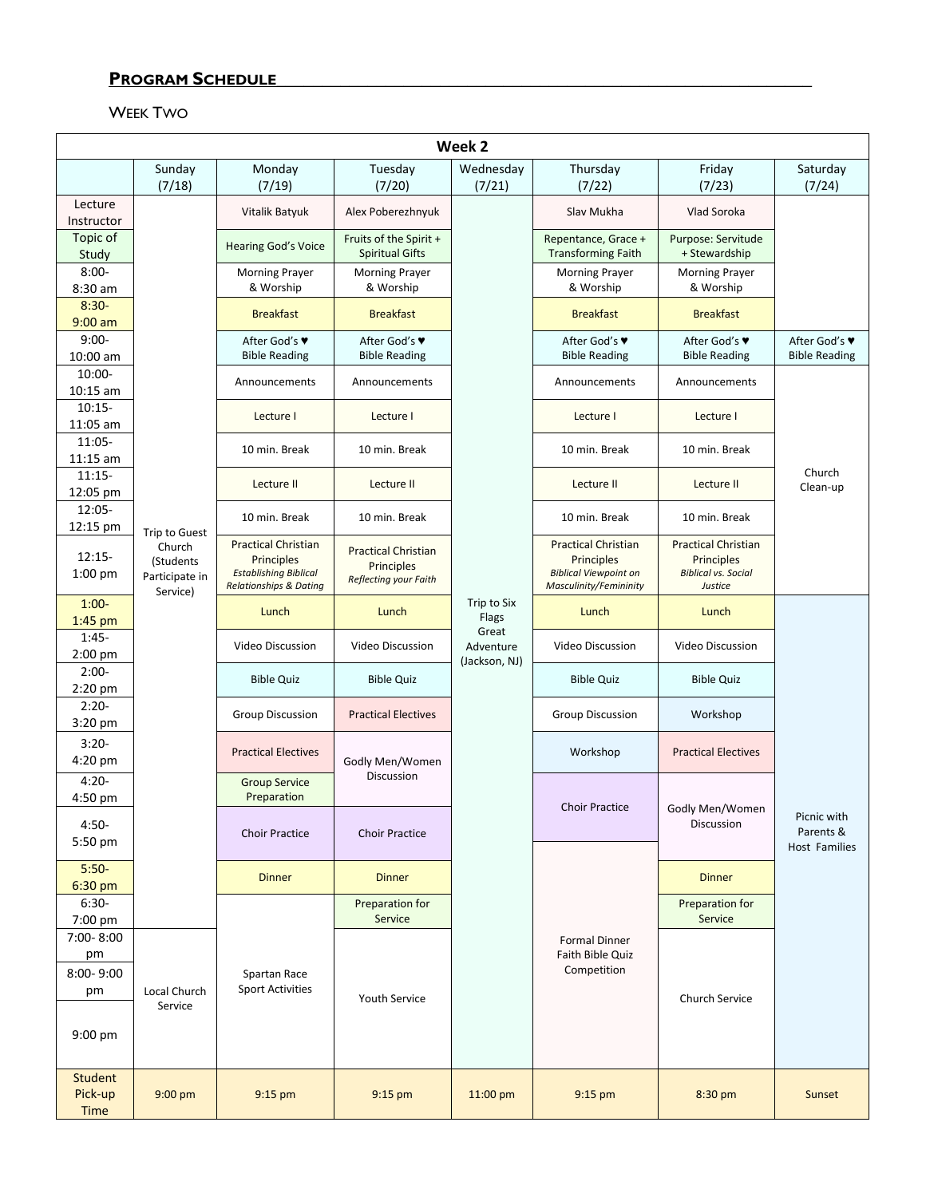## PROGRAM SCHEDULE

### WEEK TWO

| Week 2 | | | | | | | |
|---|---|---|---|---|---|---|---|
| | Sunday (7/18) | Monday (7/19) | Tuesday (7/20) | Wednesday (7/21) | Thursday (7/22) | Friday (7/23) | Saturday (7/24) |
| Lecture Instructor | Trip to Guest Church (Students Participate in Service) | Vitalik Batyuk | Alex Poberezhnyuk | Trip to Six Flags Great Adventure (Jackson, NJ) | Slav Mukha | Vlad Soroka | |
| Topic of Study | | Hearing God's Voice | Fruits of the Spirit + Spiritual Gifts | | Repentance, Grace + Transforming Faith | Purpose: Servitude + Stewardship | |
| 8:00-8:30 am | | Morning Prayer & Worship | Morning Prayer & Worship | | Morning Prayer & Worship | Morning Prayer & Worship | |
| 8:30-9:00 am | | Breakfast | Breakfast | | Breakfast | Breakfast | |
| 9:00-10:00 am | | After God's ♥ Bible Reading | After God's ♥ Bible Reading | | After God's ♥ Bible Reading | After God's ♥ Bible Reading | After God's ♥ Bible Reading |
| 10:00-10:15 am | | Announcements | Announcements | | Announcements | Announcements | Church Clean-up |
| 10:15-11:05 am | | Lecture I | Lecture I | | Lecture I | Lecture I | |
| 11:05-11:15 am | | 10 min. Break | 10 min. Break | | 10 min. Break | 10 min. Break | |
| 11:15-12:05 pm | | Lecture II | Lecture II | | Lecture II | Lecture II | |
| 12:05-12:15 pm | | 10 min. Break | 10 min. Break | | 10 min. Break | 10 min. Break | |
| 12:15-1:00 pm | | Practical Christian Principles *Establishing Biblical Relationships & Dating* | Practical Christian Principles *Reflecting your Faith* | | Practical Christian Principles *Biblical Viewpoint on Masculinity/Femininity* | Practical Christian Principles *Biblical vs. Social Justice* | |
| 1:00-1:45 pm | | Lunch | Lunch | | Lunch | Lunch | Picnic with Parents & Host Families |
| 1:45-2:00 pm | | Video Discussion | Video Discussion | | Video Discussion | Video Discussion | |
| 2:00-2:20 pm | | Bible Quiz | Bible Quiz | | Bible Quiz | Bible Quiz | |
| 2:20-3:20 pm | | Group Discussion | Practical Electives | | Group Discussion | Workshop | |
| 3:20-4:20 pm | | Practical Electives | Godly Men/Women Discussion | | Workshop | Practical Electives | |
| 4:20-4:50 pm | | Group Service Preparation | | | Choir Practice | Godly Men/Women Discussion | |
| 4:50-5:50 pm | | Choir Practice | Choir Practice | | | | |
| 5:50-6:30 pm | | Dinner | Dinner | | Formal Dinner Faith Bible Quiz Competition | Dinner | |
| 6:30-7:00 pm | | Spartan Race Sport Activities | Preparation for Service | | | Preparation for Service | |
| 7:00-8:00 pm | Local Church Service | | Youth Service | | | Church Service | |
| 8:00-9:00 pm | | | | | | | |
| 9:00 pm | | | | | | | |
| Student Pick-up Time | 9:00 pm | 9:15 pm | 9:15 pm | 11:00 pm | 9:15 pm | 8:30 pm | Sunset |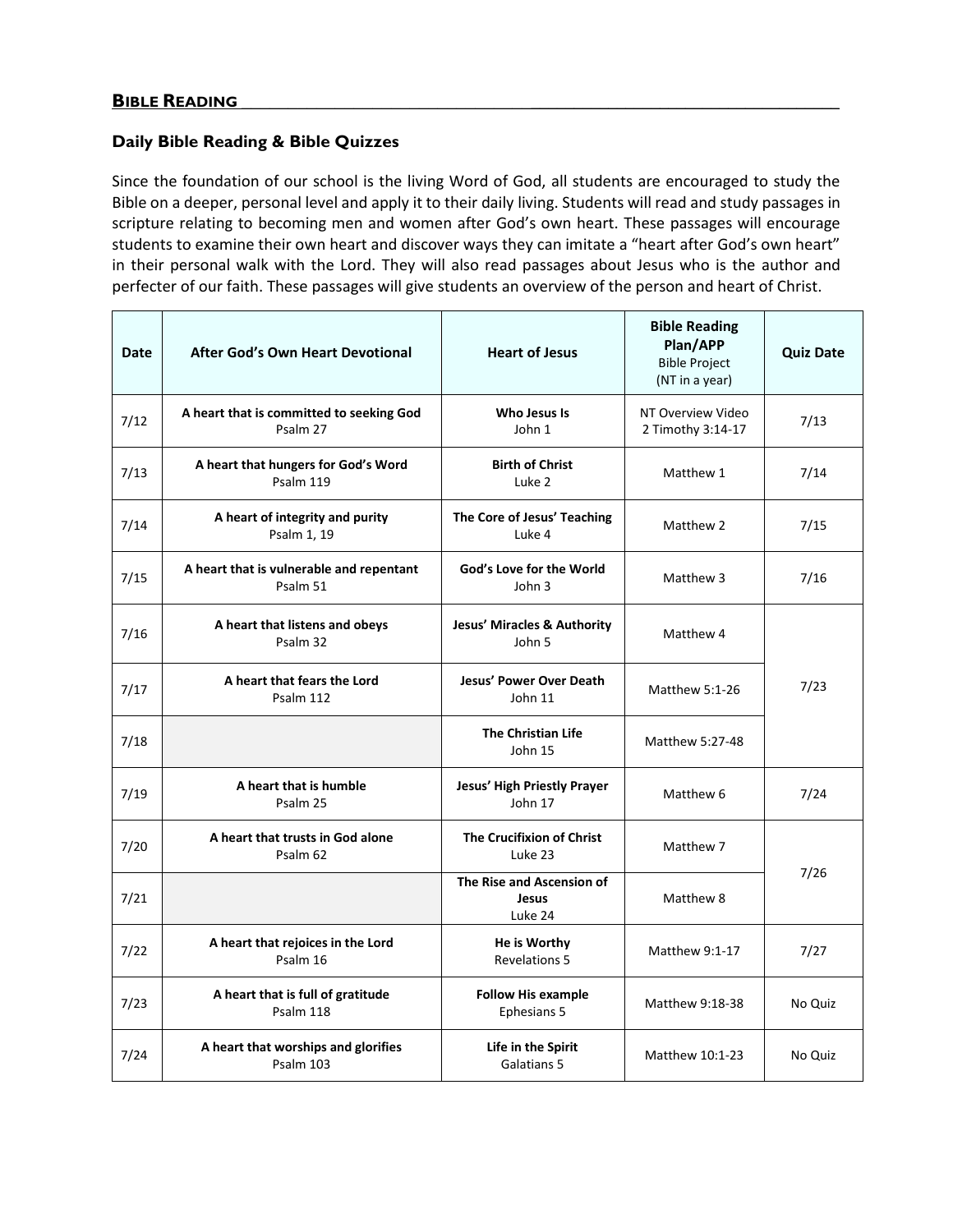## BIBLE READING

### Daily Bible Reading & Bible Quizzes

Since the foundation of our school is the living Word of God, all students are encouraged to study the Bible on a deeper, personal level and apply it to their daily living. Students will read and study passages in scripture relating to becoming men and women after God's own heart. These passages will encourage students to examine their own heart and discover ways they can imitate a "heart after God's own heart" in their personal walk with the Lord. They will also read passages about Jesus who is the author and perfecter of our faith. These passages will give students an overview of the person and heart of Christ.

| Date | After God's Own Heart Devotional | Heart of Jesus | Bible Reading Plan/APP Bible Project (NT in a year) | Quiz Date |
|---|---|---|---|---|
| 7/12 | **A heart that is committed to seeking God** Psalm 27 | **Who Jesus Is** John 1 | NT Overview Video 2 Timothy 3:14-17 | 7/13 |
| 7/13 | **A heart that hungers for God's Word** Psalm 119 | **Birth of Christ** Luke 2 | Matthew 1 | 7/14 |
| 7/14 | **A heart of integrity and purity** Psalm 1, 19 | **The Core of Jesus' Teaching** Luke 4 | Matthew 2 | 7/15 |
| 7/15 | **A heart that is vulnerable and repentant** Psalm 51 | **God's Love for the World** John 3 | Matthew 3 | 7/16 |
| 7/16 | **A heart that listens and obeys** Psalm 32 | **Jesus' Miracles & Authority** John 5 | Matthew 4 | 7/23 |
| 7/17 | **A heart that fears the Lord** Psalm 112 | **Jesus' Power Over Death** John 11 | Matthew 5:1-26 | |
| 7/18 | | **The Christian Life** John 15 | Matthew 5:27-48 | |
| 7/19 | **A heart that is humble** Psalm 25 | **Jesus' High Priestly Prayer** John 17 | Matthew 6 | 7/24 |
| 7/20 | **A heart that trusts in God alone** Psalm 62 | **The Crucifixion of Christ** Luke 23 | Matthew 7 | 7/26 |
| 7/21 | | **The Rise and Ascension of Jesus** Luke 24 | Matthew 8 | |
| 7/22 | **A heart that rejoices in the Lord** Psalm 16 | **He is Worthy** Revelations 5 | Matthew 9:1-17 | 7/27 |
| 7/23 | **A heart that is full of gratitude** Psalm 118 | **Follow His example** Ephesians 5 | Matthew 9:18-38 | No Quiz |
| 7/24 | **A heart that worships and glorifies** Psalm 103 | **Life in the Spirit** Galatians 5 | Matthew 10:1-23 | No Quiz |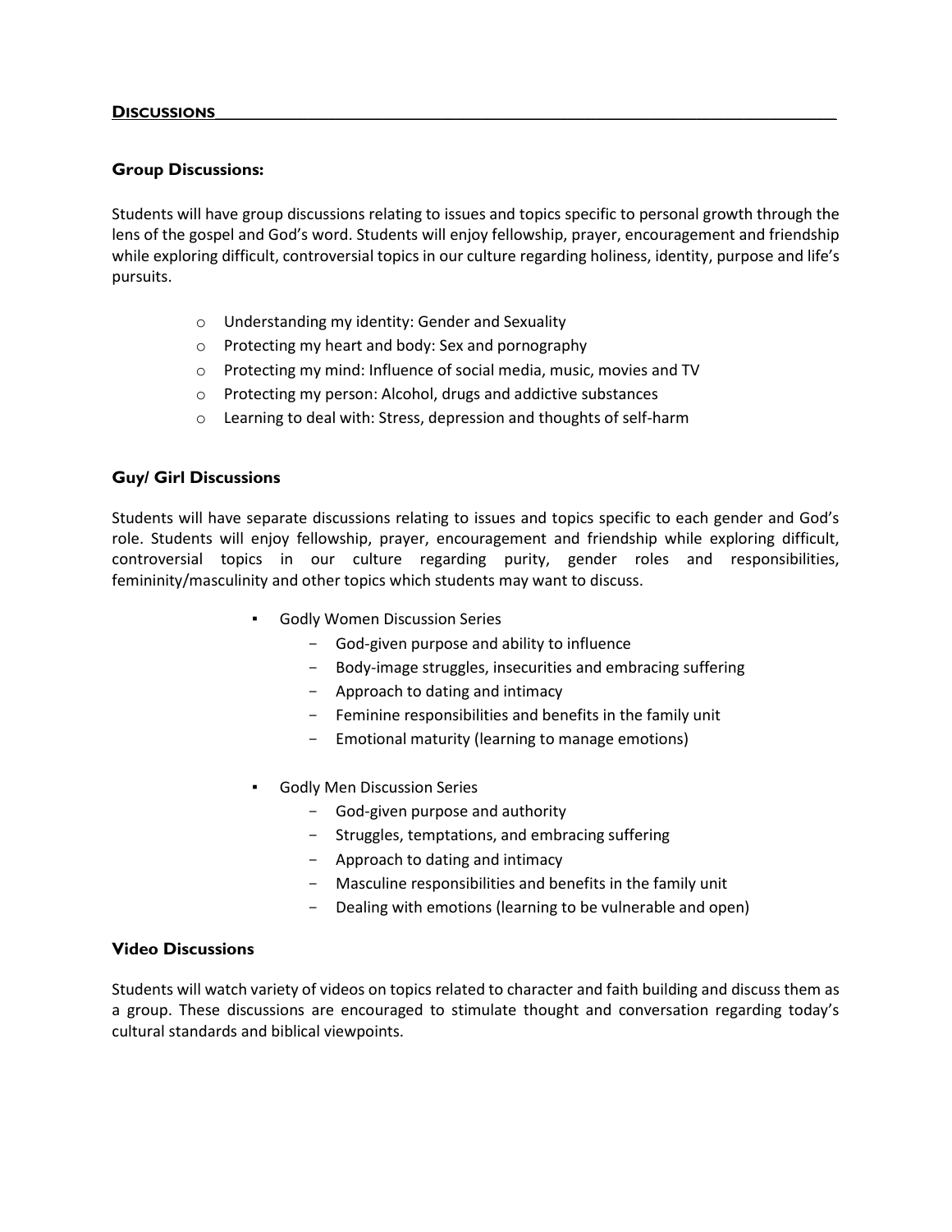## DISCUSSIONS

### Group Discussions:

Students will have group discussions relating to issues and topics specific to personal growth through the lens of the gospel and God's word. Students will enjoy fellowship, prayer, encouragement and friendship while exploring difficult, controversial topics in our culture regarding holiness, identity, purpose and life's pursuits.

- Understanding my identity: Gender and Sexuality
- Protecting my heart and body: Sex and pornography
- Protecting my mind: Influence of social media, music, movies and TV
- Protecting my person: Alcohol, drugs and addictive substances
- Learning to deal with: Stress, depression and thoughts of self-harm

### Guy/ Girl Discussions

Students will have separate discussions relating to issues and topics specific to each gender and God's role. Students will enjoy fellowship, prayer, encouragement and friendship while exploring difficult, controversial topics in our culture regarding purity, gender roles and responsibilities, femininity/masculinity and other topics which students may want to discuss.

- Godly Women Discussion Series
  - God-given purpose and ability to influence
  - Body-image struggles, insecurities and embracing suffering
  - Approach to dating and intimacy
  - Feminine responsibilities and benefits in the family unit
  - Emotional maturity (learning to manage emotions)

- Godly Men Discussion Series
  - God-given purpose and authority
  - Struggles, temptations, and embracing suffering
  - Approach to dating and intimacy
  - Masculine responsibilities and benefits in the family unit
  - Dealing with emotions (learning to be vulnerable and open)

### Video Discussions

Students will watch variety of videos on topics related to character and faith building and discuss them as a group. These discussions are encouraged to stimulate thought and conversation regarding today's cultural standards and biblical viewpoints.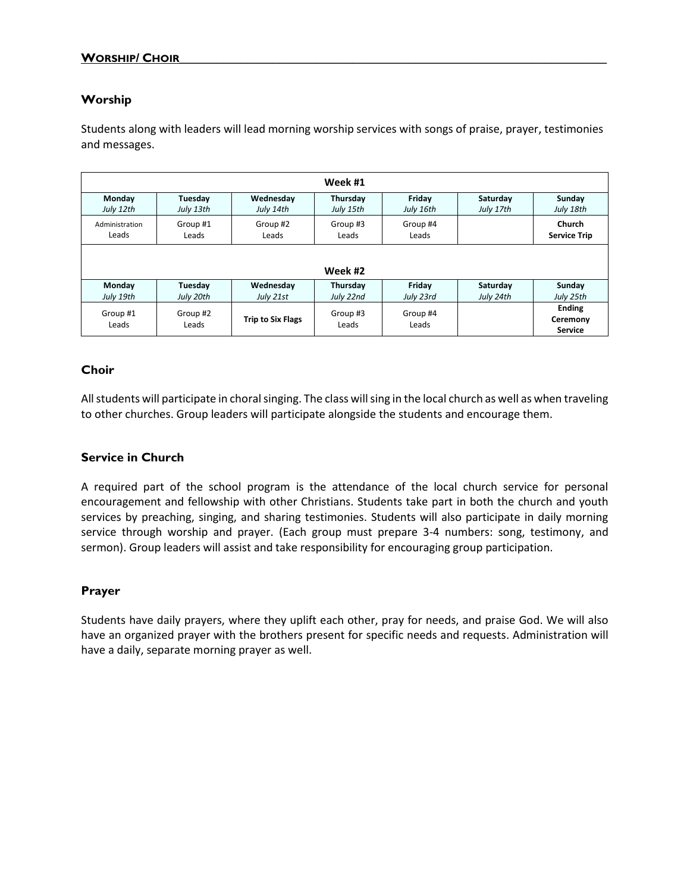## WORSHIP/ CHOIR

### Worship

Students along with leaders will lead morning worship services with songs of praise, prayer, testimonies and messages.

| Week #1 | | | | | | |
|---|---|---|---|---|---|---|
| **Monday** *July 12th* | **Tuesday** *July 13th* | **Wednesday** *July 14th* | **Thursday** *July 15th* | **Friday** *July 16th* | **Saturday** *July 17th* | **Sunday** *July 18th* |
| Administration Leads | Group #1 Leads | Group #2 Leads | Group #3 Leads | Group #4 Leads | | **Church Service Trip** |
| **Week #2** | | | | | | |
| **Monday** *July 19th* | **Tuesday** *July 20th* | **Wednesday** *July 21st* | **Thursday** *July 22nd* | **Friday** *July 23rd* | **Saturday** *July 24th* | **Sunday** *July 25th* |
| Group #1 Leads | Group #2 Leads | **Trip to Six Flags** | Group #3 Leads | Group #4 Leads | | **Ending Ceremony Service** |

### Choir

All students will participate in choral singing. The class will sing in the local church as well as when traveling to other churches. Group leaders will participate alongside the students and encourage them.

### Service in Church

A required part of the school program is the attendance of the local church service for personal encouragement and fellowship with other Christians. Students take part in both the church and youth services by preaching, singing, and sharing testimonies. Students will also participate in daily morning service through worship and prayer. (Each group must prepare 3-4 numbers: song, testimony, and sermon). Group leaders will assist and take responsibility for encouraging group participation.

### Prayer

Students have daily prayers, where they uplift each other, pray for needs, and praise God. We will also have an organized prayer with the brothers present for specific needs and requests. Administration will have a daily, separate morning prayer as well.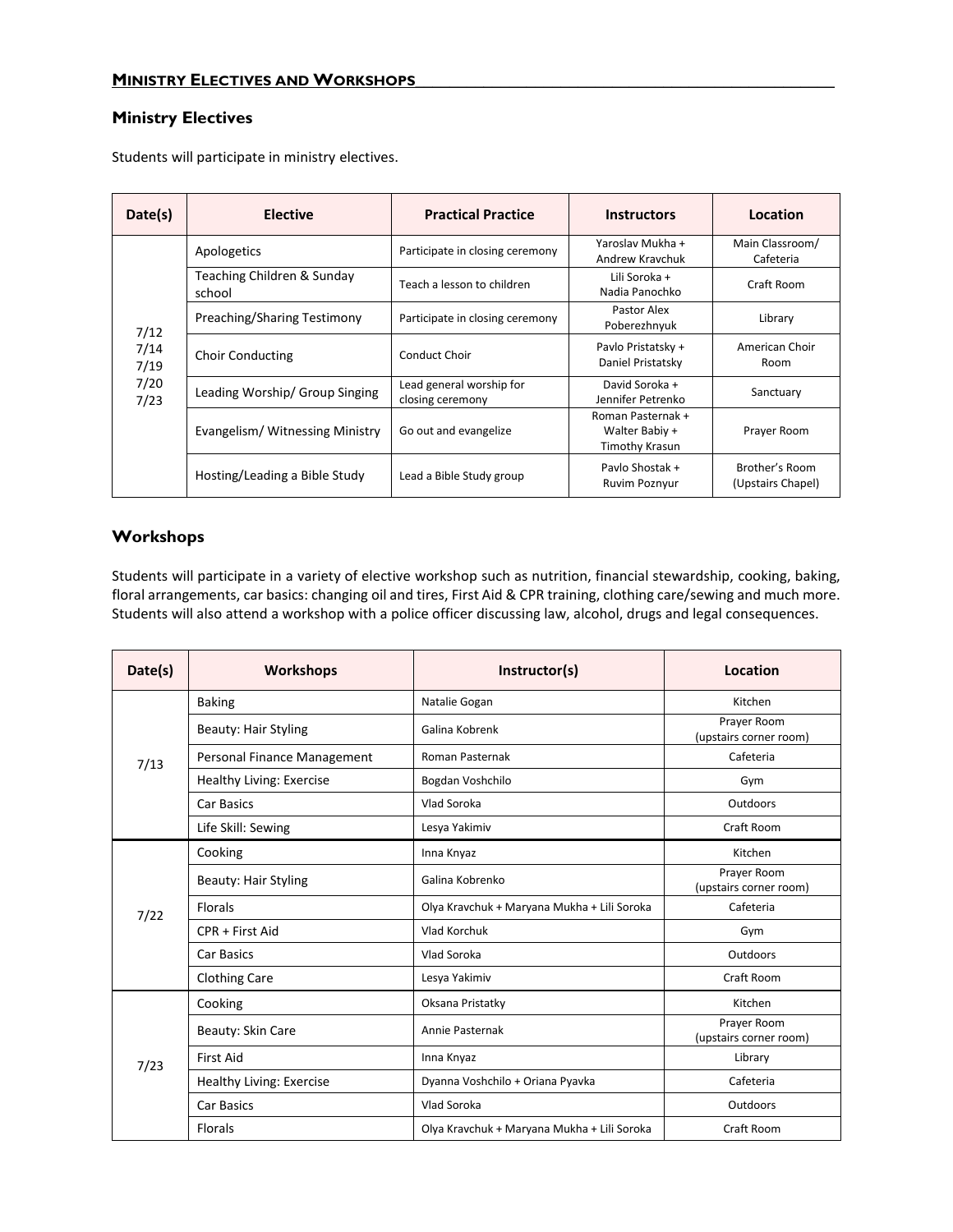## MINISTRY ELECTIVES AND WORKSHOPS

### Ministry Electives

Students will participate in ministry electives.

| Date(s) | Elective | Practical Practice | Instructors | Location |
|---|---|---|---|---|
| 7/12<br>7/14<br>7/19<br>7/20<br>7/23 | Apologetics | Participate in closing ceremony | Yaroslav Mukha + Andrew Kravchuk | Main Classroom/ Cafeteria |
| | Teaching Children & Sunday school | Teach a lesson to children | Lili Soroka + Nadia Panochko | Craft Room |
| | Preaching/Sharing Testimony | Participate in closing ceremony | Pastor Alex Poberezhnyuk | Library |
| | Choir Conducting | Conduct Choir | Pavlo Pristatsky + Daniel Pristatsky | American Choir Room |
| | Leading Worship/ Group Singing | Lead general worship for closing ceremony | David Soroka + Jennifer Petrenko | Sanctuary |
| | Evangelism/ Witnessing Ministry | Go out and evangelize | Roman Pasternak + Walter Babiy + Timothy Krasun | Prayer Room |
| | Hosting/Leading a Bible Study | Lead a Bible Study group | Pavlo Shostak + Ruvim Poznyur | Brother's Room (Upstairs Chapel) |

### Workshops

Students will participate in a variety of elective workshop such as nutrition, financial stewardship, cooking, baking, floral arrangements, car basics: changing oil and tires, First Aid & CPR training, clothing care/sewing and much more. Students will also attend a workshop with a police officer discussing law, alcohol, drugs and legal consequences.

| Date(s) | Workshops | Instructor(s) | Location |
|---|---|---|---|
| 7/13 | Baking | Natalie Gogan | Kitchen |
| | Beauty: Hair Styling | Galina Kobrenk | Prayer Room (upstairs corner room) |
| | Personal Finance Management | Roman Pasternak | Cafeteria |
| | Healthy Living: Exercise | Bogdan Voshchilo | Gym |
| | Car Basics | Vlad Soroka | Outdoors |
| | Life Skill: Sewing | Lesya Yakimiv | Craft Room |
| 7/22 | Cooking | Inna Knyaz | Kitchen |
| | Beauty: Hair Styling | Galina Kobrenko | Prayer Room (upstairs corner room) |
| | Florals | Olya Kravchuk + Maryana Mukha + Lili Soroka | Cafeteria |
| | CPR + First Aid | Vlad Korchuk | Gym |
| | Car Basics | Vlad Soroka | Outdoors |
| | Clothing Care | Lesya Yakimiv | Craft Room |
| 7/23 | Cooking | Oksana Pristatky | Kitchen |
| | Beauty: Skin Care | Annie Pasternak | Prayer Room (upstairs corner room) |
| | First Aid | Inna Knyaz | Library |
| | Healthy Living: Exercise | Dyanna Voshchilo + Oriana Pyavka | Cafeteria |
| | Car Basics | Vlad Soroka | Outdoors |
| | Florals | Olya Kravchuk + Maryana Mukha + Lili Soroka | Craft Room |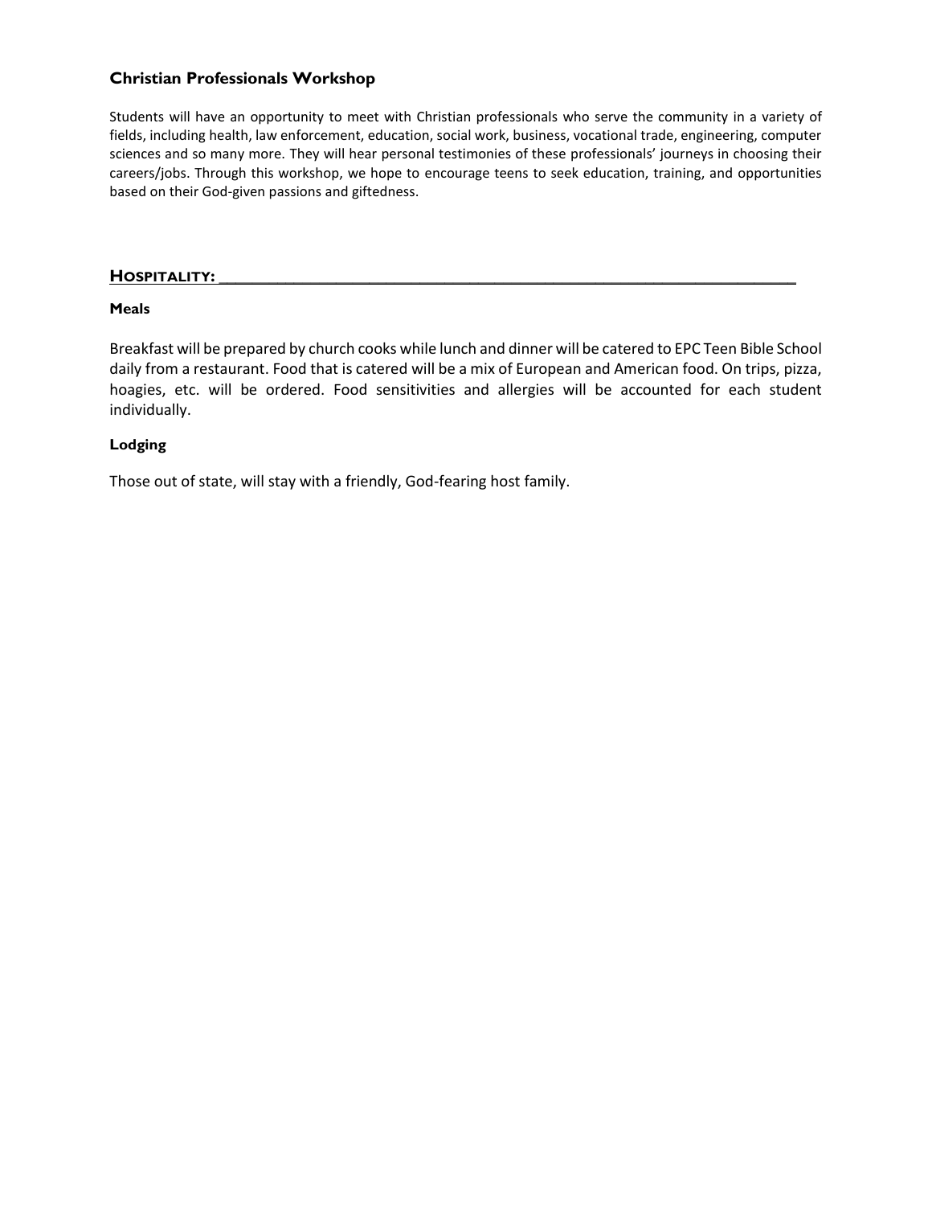### Christian Professionals Workshop

Students will have an opportunity to meet with Christian professionals who serve the community in a variety of fields, including health, law enforcement, education, social work, business, vocational trade, engineering, computer sciences and so many more. They will hear personal testimonies of these professionals' journeys in choosing their careers/jobs. Through this workshop, we hope to encourage teens to seek education, training, and opportunities based on their God-given passions and giftedness.

## HOSPITALITY:

### Meals

Breakfast will be prepared by church cooks while lunch and dinner will be catered to EPC Teen Bible School daily from a restaurant. Food that is catered will be a mix of European and American food. On trips, pizza, hoagies, etc. will be ordered. Food sensitivities and allergies will be accounted for each student individually.

### Lodging

Those out of state, will stay with a friendly, God-fearing host family.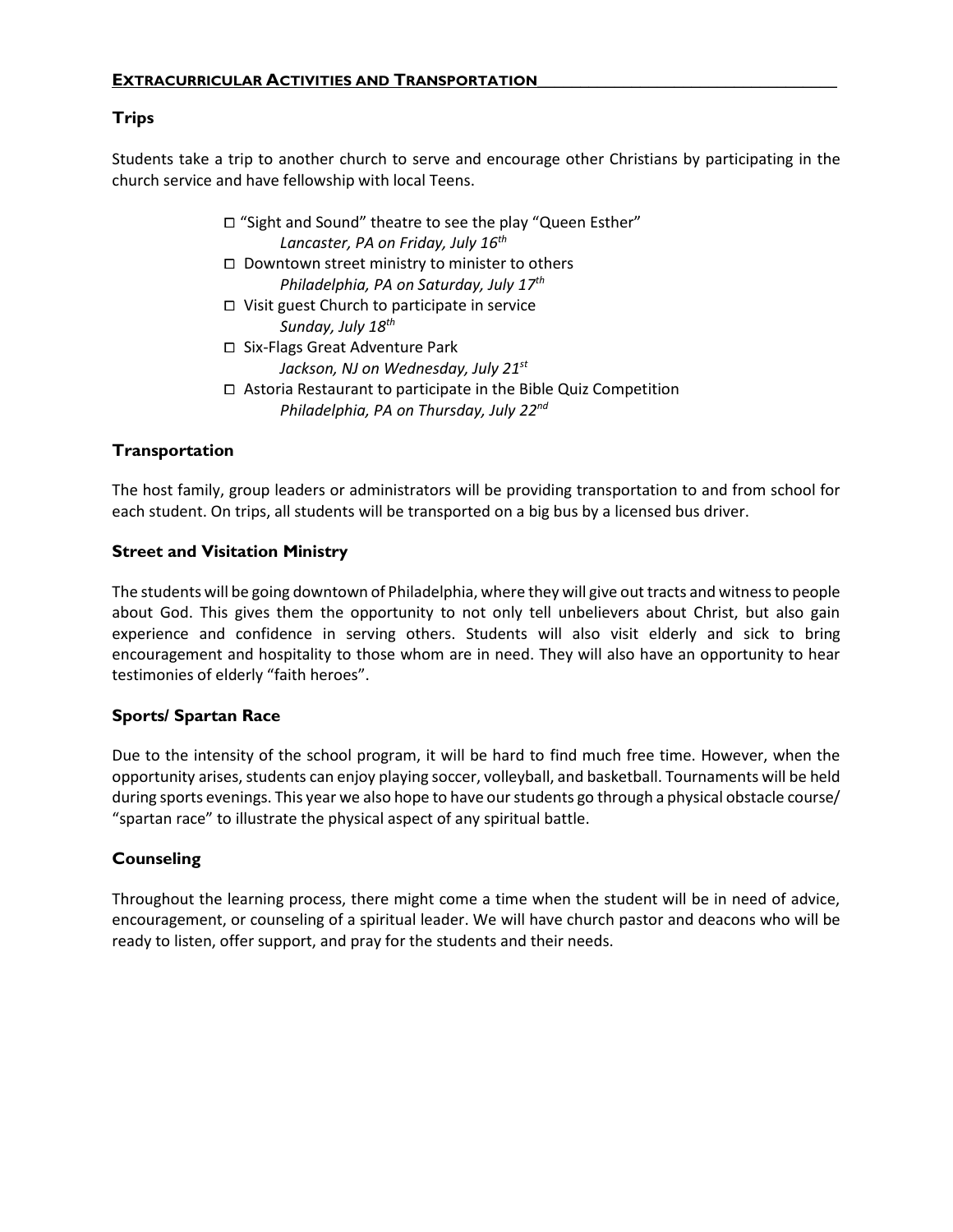## EXTRACURRICULAR ACTIVITIES AND TRANSPORTATION

### Trips

Students take a trip to another church to serve and encourage other Christians by participating in the church service and have fellowship with local Teens.

- ☐ "Sight and Sound" theatre to see the play "Queen Esther"
  *Lancaster, PA on Friday, July 16th*
- ☐ Downtown street ministry to minister to others
  *Philadelphia, PA on Saturday, July 17th*
- ☐ Visit guest Church to participate in service
  *Sunday, July 18th*
- ☐ Six-Flags Great Adventure Park
  *Jackson, NJ on Wednesday, July 21st*
- ☐ Astoria Restaurant to participate in the Bible Quiz Competition
  *Philadelphia, PA on Thursday, July 22nd*

### Transportation

The host family, group leaders or administrators will be providing transportation to and from school for each student. On trips, all students will be transported on a big bus by a licensed bus driver.

### Street and Visitation Ministry

The students will be going downtown of Philadelphia, where they will give out tracts and witness to people about God. This gives them the opportunity to not only tell unbelievers about Christ, but also gain experience and confidence in serving others. Students will also visit elderly and sick to bring encouragement and hospitality to those whom are in need. They will also have an opportunity to hear testimonies of elderly "faith heroes".

### Sports/ Spartan Race

Due to the intensity of the school program, it will be hard to find much free time. However, when the opportunity arises, students can enjoy playing soccer, volleyball, and basketball. Tournaments will be held during sports evenings. This year we also hope to have our students go through a physical obstacle course/ "spartan race" to illustrate the physical aspect of any spiritual battle.

### Counseling

Throughout the learning process, there might come a time when the student will be in need of advice, encouragement, or counseling of a spiritual leader. We will have church pastor and deacons who will be ready to listen, offer support, and pray for the students and their needs.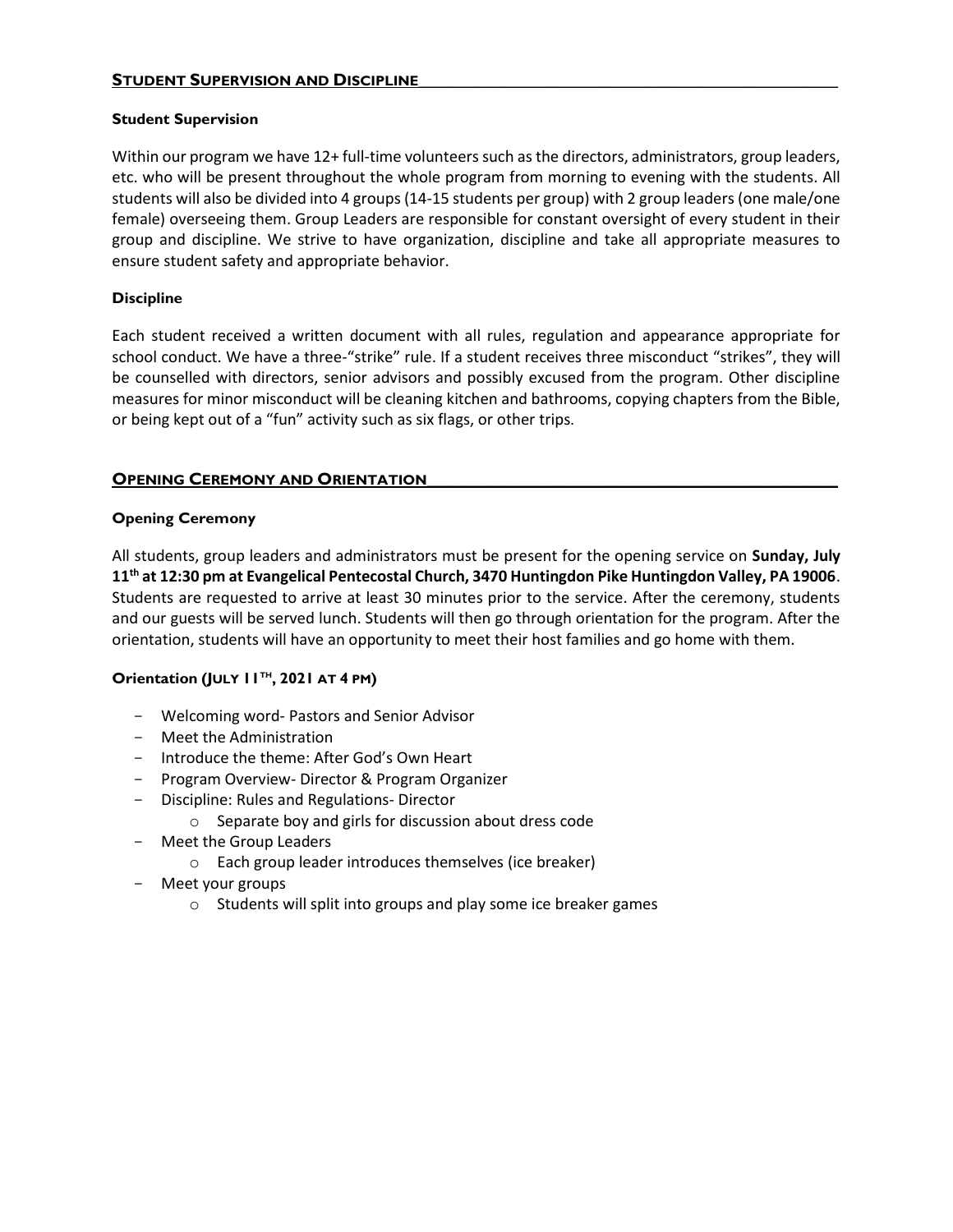## STUDENT SUPERVISION AND DISCIPLINE

### Student Supervision

Within our program we have 12+ full-time volunteers such as the directors, administrators, group leaders, etc. who will be present throughout the whole program from morning to evening with the students. All students will also be divided into 4 groups (14-15 students per group) with 2 group leaders (one male/one female) overseeing them. Group Leaders are responsible for constant oversight of every student in their group and discipline. We strive to have organization, discipline and take all appropriate measures to ensure student safety and appropriate behavior.

### Discipline

Each student received a written document with all rules, regulation and appearance appropriate for school conduct. We have a three-"strike" rule. If a student receives three misconduct "strikes", they will be counselled with directors, senior advisors and possibly excused from the program. Other discipline measures for minor misconduct will be cleaning kitchen and bathrooms, copying chapters from the Bible, or being kept out of a "fun" activity such as six flags, or other trips.

## OPENING CEREMONY AND ORIENTATION

### Opening Ceremony

All students, group leaders and administrators must be present for the opening service on **Sunday, July 11th at 12:30 pm at Evangelical Pentecostal Church, 3470 Huntingdon Pike Huntingdon Valley, PA 19006**. Students are requested to arrive at least 30 minutes prior to the service. After the ceremony, students and our guests will be served lunch. Students will then go through orientation for the program. After the orientation, students will have an opportunity to meet their host families and go home with them.

### Orientation (July 11th, 2021 at 4 pm)

- Welcoming word- Pastors and Senior Advisor
- Meet the Administration
- Introduce the theme: After God's Own Heart
- Program Overview- Director & Program Organizer
- Discipline: Rules and Regulations- Director
  - Separate boy and girls for discussion about dress code
- Meet the Group Leaders
  - Each group leader introduces themselves (ice breaker)
- Meet your groups
  - Students will split into groups and play some ice breaker games